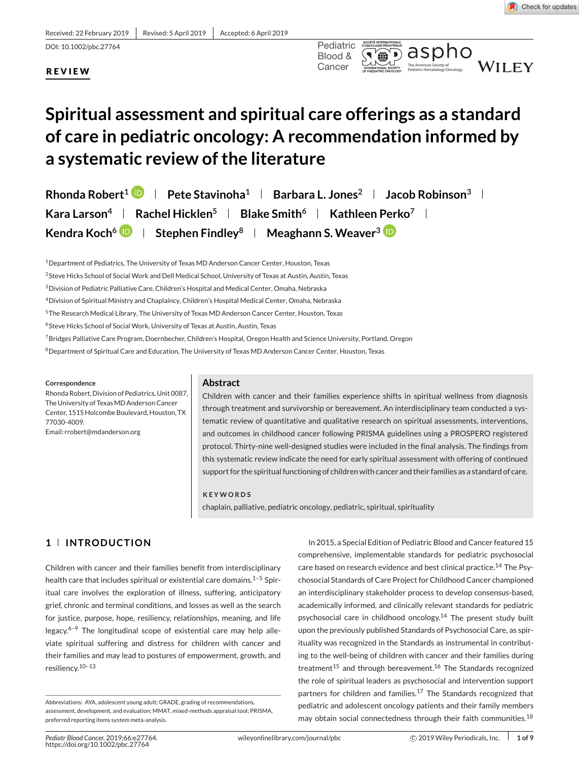Received: 22 February 2019 | Revised: 5 April 2019 | Accepted: 6 April 2019

DOI: 10.1002/pbc.27764

**REVIEW**

# Spiritual assessment and spiritual care offerings as a standard of care in pediatric oncology: A recommendation informed by a systematic review of the literature

Rhonda Robert[1] | Pete Stavinoha[1] | Barbara L. Jones[2] | Jacob Robinson[3] | Kara Larson[4] | Rachel Hicklen[5] | Blake Smith[6] | Kathleen Perko[7] | Kendra Koch[6] | Stephen Findley[8] | Meaghann S. Weaver[3]

[1]Department of Pediatrics, The University of Texas MD Anderson Cancer Center, Houston, Texas

[2]Steve Hicks School of Social Work and Dell Medical School, University of Texas at Austin, Austin, Texas

[3]Division of Pediatric Palliative Care, Children's Hospital and Medical Center, Omaha, Nebraska

[4]Division of Spiritual Ministry and Chaplaincy, Children's Hospital Medical Center, Omaha, Nebraska

[5]The Research Medical Library, The University of Texas MD Anderson Cancer Center, Houston, Texas

[6]Steve Hicks School of Social Work, University of Texas at Austin, Austin, Texas

[7]Bridges Palliative Care Program, Doernbecher, Children's Hospital, Oregon Health and Science University, Portland, Oregon

[8]Department of Spiritual Care and Education, The University of Texas MD Anderson Cancer Center, Houston, Texas

**Correspondence**

Rhonda Robert, Division of Pediatrics, Unit 0087, The University of Texas MD Anderson Cancer Center, 1515 Holcombe Boulevard, Houston, TX 77030-4009.
Email: rrobert@mdanderson.org

## Abstract

Children with cancer and their families experience shifts in spiritual wellness from diagnosis through treatment and survivorship or bereavement. An interdisciplinary team conducted a systematic review of quantitative and qualitative research on spiritual assessments, interventions, and outcomes in childhood cancer following PRISMA guidelines using a PROSPERO registered protocol. Thirty-nine well-designed studies were included in the final analysis. The findings from this systematic review indicate the need for early spiritual assessment with offering of continued support for the spiritual functioning of children with cancer and their families as a standard of care.

**KEYWORDS**

chaplain, palliative, pediatric oncology, pediatric, spiritual, spirituality

## 1 | INTRODUCTION

Children with cancer and their families benefit from interdisciplinary health care that includes spiritual or existential care domains.[1–5] Spiritual care involves the exploration of illness, suffering, anticipatory grief, chronic and terminal conditions, and losses as well as the search for justice, purpose, hope, resiliency, relationships, meaning, and life legacy.[6–9] The longitudinal scope of existential care may help alleviate spiritual suffering and distress for children with cancer and their families and may lead to postures of empowerment, growth, and resiliency.[10–13]

In 2015, a Special Edition of Pediatric Blood and Cancer featured 15 comprehensive, implementable standards for pediatric psychosocial care based on research evidence and best clinical practice.[14] The Psychosocial Standards of Care Project for Childhood Cancer championed an interdisciplinary stakeholder process to develop consensus-based, academically informed, and clinically relevant standards for pediatric psychosocial care in childhood oncology.[14] The present study built upon the previously published Standards of Psychosocial Care, as spirituality was recognized in the Standards as instrumental in contributing to the well-being of children with cancer and their families during treatment[15] and through bereavement.[16] The Standards recognized the role of spiritual leaders as psychosocial and intervention support partners for children and families.[17] The Standards recognized that pediatric and adolescent oncology patients and their family members may obtain social connectedness through their faith communities.[18]

Abbreviations: AYA, adolescent young adult; GRADE, grading of recommendations, assessment, development, and evaluation; MMAT, mixed-methods appraisal tool; PRISMA, preferred reporting items system meta-analysis.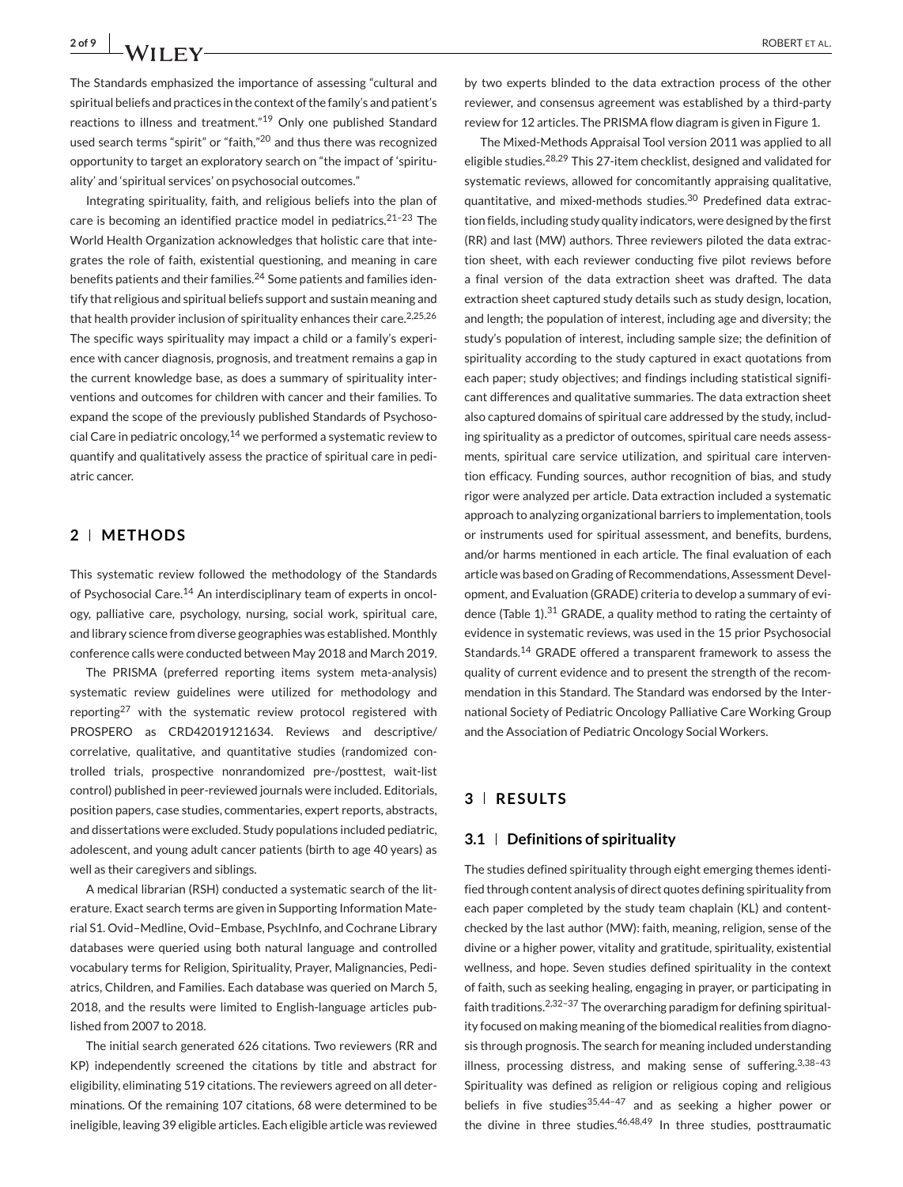The Standards emphasized the importance of assessing "cultural and spiritual beliefs and practices in the context of the family's and patient's reactions to illness and treatment."[19] Only one published Standard used search terms "spirit" or "faith,"[20] and thus there was recognized opportunity to target an exploratory search on "the impact of 'spirituality' and 'spiritual services' on psychosocial outcomes."

Integrating spirituality, faith, and religious beliefs into the plan of care is becoming an identified practice model in pediatrics.[21–23] The World Health Organization acknowledges that holistic care that integrates the role of faith, existential questioning, and meaning in care benefits patients and their families.[24] Some patients and families identify that religious and spiritual beliefs support and sustain meaning and that health provider inclusion of spirituality enhances their care.[2,25,26] The specific ways spirituality may impact a child or a family's experience with cancer diagnosis, prognosis, and treatment remains a gap in the current knowledge base, as does a summary of spirituality interventions and outcomes for children with cancer and their families. To expand the scope of the previously published Standards of Psychosocial Care in pediatric oncology,[14] we performed a systematic review to quantify and qualitatively assess the practice of spiritual care in pediatric cancer.

## 2 | METHODS

This systematic review followed the methodology of the Standards of Psychosocial Care.[14] An interdisciplinary team of experts in oncology, palliative care, psychology, nursing, social work, spiritual care, and library science from diverse geographies was established. Monthly conference calls were conducted between May 2018 and March 2019.

The PRISMA (preferred reporting items system meta-analysis) systematic review guidelines were utilized for methodology and reporting[27] with the systematic review protocol registered with PROSPERO as CRD42019121634. Reviews and descriptive/correlative, qualitative, and quantitative studies (randomized controlled trials, prospective nonrandomized pre-/posttest, wait-list control) published in peer-reviewed journals were included. Editorials, position papers, case studies, commentaries, expert reports, abstracts, and dissertations were excluded. Study populations included pediatric, adolescent, and young adult cancer patients (birth to age 40 years) as well as their caregivers and siblings.

A medical librarian (RSH) conducted a systematic search of the literature. Exact search terms are given in Supporting Information Material S1. Ovid–Medline, Ovid–Embase, PsychInfo, and Cochrane Library databases were queried using both natural language and controlled vocabulary terms for Religion, Spirituality, Prayer, Malignancies, Pediatrics, Children, and Families. Each database was queried on March 5, 2018, and the results were limited to English-language articles published from 2007 to 2018.

The initial search generated 626 citations. Two reviewers (RR and KP) independently screened the citations by title and abstract for eligibility, eliminating 519 citations. The reviewers agreed on all determinations. Of the remaining 107 citations, 68 were determined to be ineligible, leaving 39 eligible articles. Each eligible article was reviewed by two experts blinded to the data extraction process of the other reviewer, and consensus agreement was established by a third-party review for 12 articles. The PRISMA flow diagram is given in Figure 1.

The Mixed-Methods Appraisal Tool version 2011 was applied to all eligible studies.[28,29] This 27-item checklist, designed and validated for systematic reviews, allowed for concomitantly appraising qualitative, quantitative, and mixed-methods studies.[30] Predefined data extraction fields, including study quality indicators, were designed by the first (RR) and last (MW) authors. Three reviewers piloted the data extraction sheet, with each reviewer conducting five pilot reviews before a final version of the data extraction sheet was drafted. The data extraction sheet captured study details such as study design, location, and length; the population of interest, including age and diversity; the study's population of interest, including sample size; the definition of spirituality according to the study captured in exact quotations from each paper; study objectives; and findings including statistical significant differences and qualitative summaries. The data extraction sheet also captured domains of spiritual care addressed by the study, including spirituality as a predictor of outcomes, spiritual care needs assessments, spiritual care service utilization, and spiritual care intervention efficacy. Funding sources, author recognition of bias, and study rigor were analyzed per article. Data extraction included a systematic approach to analyzing organizational barriers to implementation, tools or instruments used for spiritual assessment, and benefits, burdens, and/or harms mentioned in each article. The final evaluation of each article was based on Grading of Recommendations, Assessment Development, and Evaluation (GRADE) criteria to develop a summary of evidence (Table 1).[31] GRADE, a quality method to rating the certainty of evidence in systematic reviews, was used in the 15 prior Psychosocial Standards.[14] GRADE offered a transparent framework to assess the quality of current evidence and to present the strength of the recommendation in this Standard. The Standard was endorsed by the International Society of Pediatric Oncology Palliative Care Working Group and the Association of Pediatric Oncology Social Workers.

## 3 | RESULTS

### 3.1 | Definitions of spirituality

The studies defined spirituality through eight emerging themes identified through content analysis of direct quotes defining spirituality from each paper completed by the study team chaplain (KL) and content-checked by the last author (MW): faith, meaning, religion, sense of the divine or a higher power, vitality and gratitude, spirituality, existential wellness, and hope. Seven studies defined spirituality in the context of faith, such as seeking healing, engaging in prayer, or participating in faith traditions.[2,32–37] The overarching paradigm for defining spirituality focused on making meaning of the biomedical realities from diagnosis through prognosis. The search for meaning included understanding illness, processing distress, and making sense of suffering.[3,38–43] Spirituality was defined as religion or religious coping and religious beliefs in five studies[35,44–47] and as seeking a higher power or the divine in three studies.[46,48,49] In three studies, posttraumatic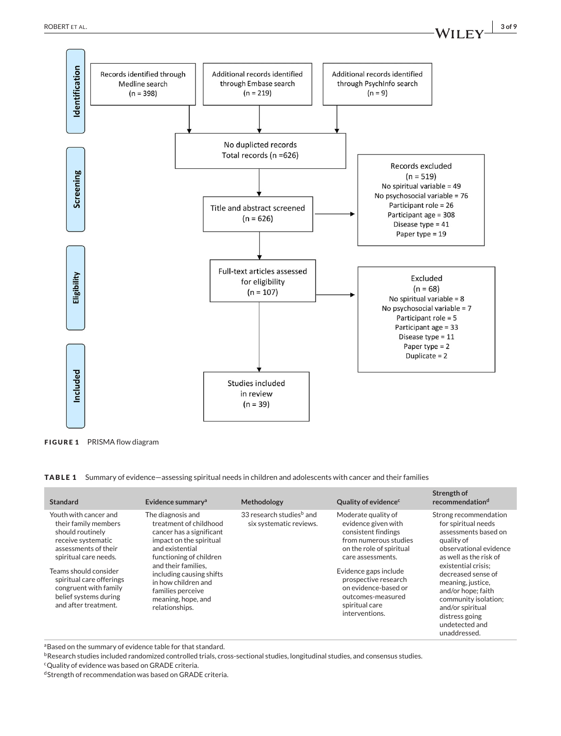Identification

Records identified through Medline search (n = 398)

Additional records identified through Embase search (n = 219)

Additional records identified through PsychInfo search (n = 9)

Screening

No duplicted records Total records (n =626)

Title and abstract screened (n = 626)

Records excluded (n = 519)
No spiritual variable = 49
No psychosocial variable = 76
Participant role = 26
Participant age = 308
Disease type = 41
Paper type = 19

Eligibility

Full-text articles assessed for eligibility (n = 107)

Excluded (n = 68)
No spiritual variable = 8
No psychosocial variable = 7
Participant role = 5
Participant age = 33
Disease type = 11
Paper type = 2
Duplicate = 2

Included

Studies included in review (n = 39)

**FIGURE 1** PRISMA flow diagram

**TABLE 1** Summary of evidence—assessing spiritual needs in children and adolescents with cancer and their families

| Standard | Evidence summary[a] | Methodology | Quality of evidence[c] | Strength of recommendation[d] |
|---|---|---|---|---|
| Youth with cancer and their family members should routinely receive systematic assessments of their spiritual care needs. Teams should consider spiritual care offerings congruent with family belief systems during and after treatment. | The diagnosis and treatment of childhood cancer has a significant impact on the spiritual and existential functioning of children and their families, including causing shifts in how children and families perceive meaning, hope, and relationships. | 33 research studies[b] and six systematic reviews. | Moderate quality of evidence given with consistent findings from numerous studies on the role of spiritual care assessments. Evidence gaps include prospective research on evidence-based or outcomes-measured spiritual care interventions. | Strong recommendation for spiritual needs assessments based on quality of observational evidence as well as the risk of existential crisis; decreased sense of meaning, justice, and/or hope; faith community isolation; and/or spiritual distress going undetected and unaddressed. |

[a]Based on the summary of evidence table for that standard.
[b]Research studies included randomized controlled trials, cross-sectional studies, longitudinal studies, and consensus studies.
[c]Quality of evidence was based on GRADE criteria.
[d]Strength of recommendation was based on GRADE criteria.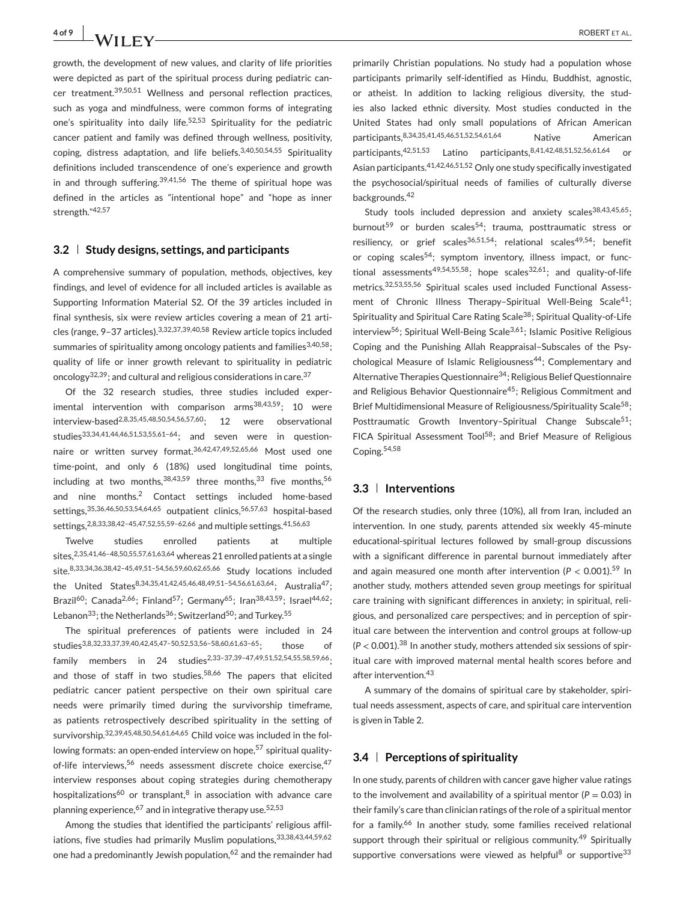growth, the development of new values, and clarity of life priorities were depicted as part of the spiritual process during pediatric cancer treatment.[39,50,51] Wellness and personal reflection practices, such as yoga and mindfulness, were common forms of integrating one's spirituality into daily life.[52,53] Spirituality for the pediatric cancer patient and family was defined through wellness, positivity, coping, distress adaptation, and life beliefs.[3,40,50,54,55] Spirituality definitions included transcendence of one's experience and growth in and through suffering.[39,41,56] The theme of spiritual hope was defined in the articles as "intentional hope" and "hope as inner strength."[42,57]

### 3.2 | Study designs, settings, and participants

A comprehensive summary of population, methods, objectives, key findings, and level of evidence for all included articles is available as Supporting Information Material S2. Of the 39 articles included in final synthesis, six were review articles covering a mean of 21 articles (range, 9–37 articles).[3,32,37,39,40,58] Review article topics included summaries of spirituality among oncology patients and families[3,40,58]; quality of life or inner growth relevant to spirituality in pediatric oncology[32,39]; and cultural and religious considerations in care.[37]

Of the 32 research studies, three studies included experimental intervention with comparison arms[38,43,59]; 10 were interview-based[2,8,35,45,48,50,54,56,57,60]; 12 were observational studies[33,34,41,44,46,51,53,55,61–64]; and seven were in questionnaire or written survey format.[36,42,47,49,52,65,66] Most used one time-point, and only 6 (18%) used longitudinal time points, including at two months,[38,43,59] three months,[33] five months,[56] and nine months.[2] Contact settings included home-based settings,[35,36,46,50,53,54,64,65] outpatient clinics,[56,57,63] hospital-based settings,[2,8,33,38,42–45,47,52,55,59–62,66] and multiple settings.[41,56,63]

Twelve studies enrolled patients at multiple sites,[2,35,41,46–48,50,55,57,61,63,64] whereas 21 enrolled patients at a single site.[8,33,34,36,38,42–45,49,51–54,56,59,60,62,65,66] Study locations included the United States[8,34,35,41,42,45,46,48,49,51–54,56,61,63,64]; Australia[47]; Brazil[60]; Canada[2,66]; Finland[57]; Germany[65]; Iran[38,43,59]; Israel[44,62]; Lebanon[33]; the Netherlands[36]; Switzerland[50]; and Turkey.[55]

The spiritual preferences of patients were included in 24 studies[3,8,32,33,37,39,40,42,45,47–50,52,53,56–58,60,61,63–65]; those of family members in 24 studies[2,33–37,39–47,49,51,52,54,55,58,59,66]; and those of staff in two studies.[58,66] The papers that elicited pediatric cancer patient perspective on their own spiritual care needs were primarily timed during the survivorship timeframe, as patients retrospectively described spirituality in the setting of survivorship.[32,39,45,48,50,54,61,64,65] Child voice was included in the following formats: an open-ended interview on hope,[57] spiritual quality-of-life interviews,[56] needs assessment discrete choice exercise,[47] interview responses about coping strategies during chemotherapy hospitalizations[60] or transplant,[8] in association with advance care planning experience,[67] and in integrative therapy use.[52,53]

Among the studies that identified the participants' religious affiliations, five studies had primarily Muslim populations,[33,38,43,44,59,62] one had a predominantly Jewish population,[62] and the remainder had primarily Christian populations. No study had a population whose participants primarily self-identified as Hindu, Buddhist, agnostic, or atheist. In addition to lacking religious diversity, the studies also lacked ethnic diversity. Most studies conducted in the United States had only small populations of African American participants,[8,34,35,41,45,46,51,52,54,61,64] Native American participants,[42,51,53] Latino participants,[8,41,42,48,51,52,56,61,64] or Asian participants.[41,42,46,51,52] Only one study specifically investigated the psychosocial/spiritual needs of families of culturally diverse backgrounds.[42]

Study tools included depression and anxiety scales[38,43,45,65]; burnout[59] or burden scales[54]; trauma, posttraumatic stress or resiliency, or grief scales[36,51,54]; relational scales[49,54]; benefit or coping scales[54]; symptom inventory, illness impact, or functional assessments[49,54,55,58]; hope scales[32,61]; and quality-of-life metrics.[32,53,55,56] Spiritual scales used included Functional Assessment of Chronic Illness Therapy–Spiritual Well-Being Scale[41]; Spirituality and Spiritual Care Rating Scale[38]; Spiritual Quality-of-Life interview[56]; Spiritual Well-Being Scale[3,61]; Islamic Positive Religious Coping and the Punishing Allah Reappraisal–Subscales of the Psychological Measure of Islamic Religiousness[44]; Complementary and Alternative Therapies Questionnaire[34]; Religious Belief Questionnaire and Religious Behavior Questionnaire[45]; Religious Commitment and Brief Multidimensional Measure of Religiousness/Spirituality Scale[58]; Posttraumatic Growth Inventory–Spiritual Change Subscale[51]; FICA Spiritual Assessment Tool[58]; and Brief Measure of Religious Coping.[54,58]

### 3.3 | Interventions

Of the research studies, only three (10%), all from Iran, included an intervention. In one study, parents attended six weekly 45-minute educational-spiritual lectures followed by small-group discussions with a significant difference in parental burnout immediately after and again measured one month after intervention ($P < 0.001$).[59] In another study, mothers attended seven group meetings for spiritual care training with significant differences in anxiety; in spiritual, religious, and personalized care perspectives; and in perception of spiritual care between the intervention and control groups at follow-up ($P < 0.001$).[38] In another study, mothers attended six sessions of spiritual care with improved maternal mental health scores before and after intervention.[43]

A summary of the domains of spiritual care by stakeholder, spiritual needs assessment, aspects of care, and spiritual care intervention is given in Table 2.

### 3.4 | Perceptions of spirituality

In one study, parents of children with cancer gave higher value ratings to the involvement and availability of a spiritual mentor ($P = 0.03$) in their family's care than clinician ratings of the role of a spiritual mentor for a family.[66] In another study, some families received relational support through their spiritual or religious community.[49] Spiritually supportive conversations were viewed as helpful[8] or supportive[33]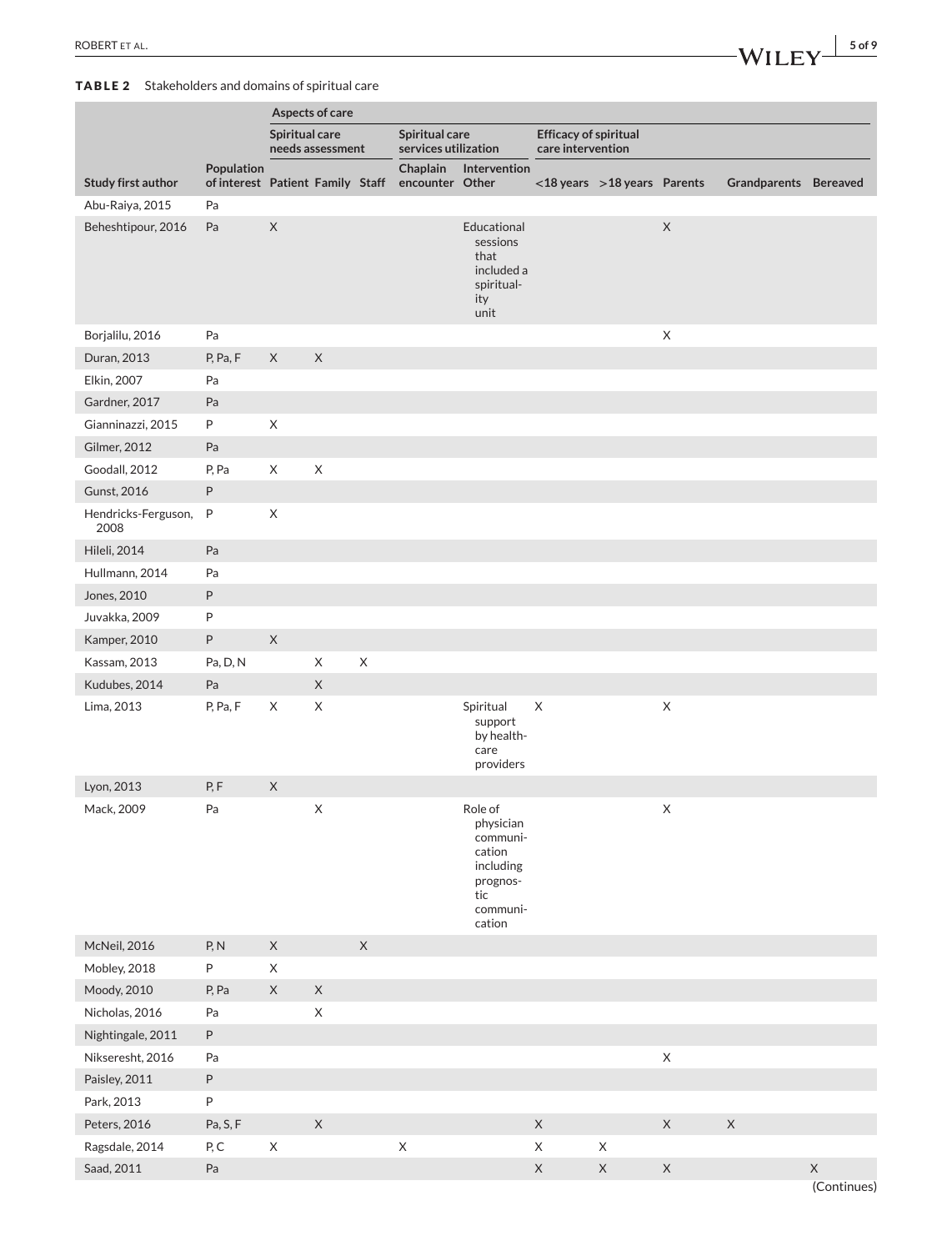**TABLE 2** Stakeholders and domains of spiritual care

| | | Aspects of care | | | | | | | | | |
|---|---|---|---|---|---|---|---|---|---|---|---|
| | | Spiritual care needs assessment | | | Spiritual care services utilization | | Efficacy of spiritual care intervention | | | | |
| Study first author | Population of interest | Patient | Family | Staff | Chaplain encounter | Intervention Other | <18 years | >18 years | Parents | Grandparents | Bereaved |
| Abu-Raiya, 2015 | Pa | | | | | | | | | | |
| Beheshtipour, 2016 | Pa | X | | | | Educational sessions that included a spirituality unit | | | X | | |
| Borjalilu, 2016 | Pa | | | | | | | | X | | |
| Duran, 2013 | P, Pa, F | X | X | | | | | | | | |
| Elkin, 2007 | Pa | | | | | | | | | | |
| Gardner, 2017 | Pa | | | | | | | | | | |
| Gianninazzi, 2015 | P | X | | | | | | | | | |
| Gilmer, 2012 | Pa | | | | | | | | | | |
| Goodall, 2012 | P, Pa | X | X | | | | | | | | |
| Gunst, 2016 | P | | | | | | | | | | |
| Hendricks-Ferguson, 2008 | P | X | | | | | | | | | |
| Hileli, 2014 | Pa | | | | | | | | | | |
| Hullmann, 2014 | Pa | | | | | | | | | | |
| Jones, 2010 | P | | | | | | | | | | |
| Juvakka, 2009 | P | | | | | | | | | | |
| Kamper, 2010 | P | X | | | | | | | | | |
| Kassam, 2013 | Pa, D, N | | X | X | | | | | | | |
| Kudubes, 2014 | Pa | | X | | | | | | | | |
| Lima, 2013 | P, Pa, F | X | X | | | Spiritual support by health-care providers | X | | X | | |
| Lyon, 2013 | P, F | X | | | | | | | | | |
| Mack, 2009 | Pa | | X | | | Role of physician communication including prognostic communication | | | X | | |
| McNeil, 2016 | P, N | X | | X | | | | | | | |
| Mobley, 2018 | P | X | | | | | | | | | |
| Moody, 2010 | P, Pa | X | X | | | | | | | | |
| Nicholas, 2016 | Pa | | X | | | | | | | | |
| Nightingale, 2011 | P | | | | | | | | | | |
| Nikseresht, 2016 | Pa | | | | | | | | X | | |
| Paisley, 2011 | P | | | | | | | | | | |
| Park, 2013 | P | | | | | | | | | | |
| Peters, 2016 | Pa, S, F | | X | | | | X | | X | X | |
| Ragsdale, 2014 | P, C | X | | | X | | X | X | | | |
| Saad, 2011 | Pa | | | | | | X | X | X | | X |

(Continues)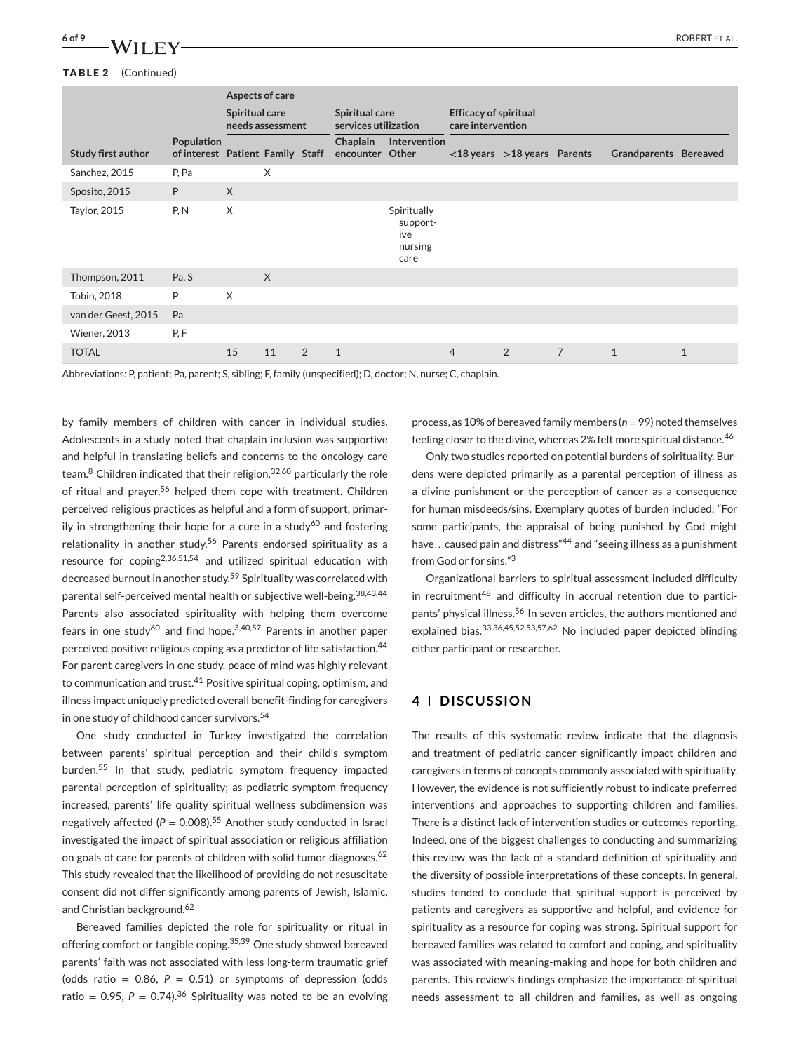**TABLE 2** (Continued)

| | | Aspects of care | | | | | | | | | |
|---|---|---|---|---|---|---|---|---|---|---|---|
| | | Spiritual care needs assessment | | | Spiritual care services utilization | | Efficacy of spiritual care intervention | | | | |
| Study first author | Population of interest | Patient | Family | Staff | Chaplain encounter | Intervention Other | <18 years | >18 years | Parents | Grandparents | Bereaved |
| Sanchez, 2015 | P, Pa | | X | | | | | | | | |
| Sposito, 2015 | P | X | | | | | | | | | |
| Taylor, 2015 | P, N | X | | | | Spiritually supportive nursing care | | | | | |
| Thompson, 2011 | Pa, S | | X | | | | | | | | |
| Tobin, 2018 | P | X | | | | | | | | | |
| van der Geest, 2015 | Pa | | | | | | | | | | |
| Wiener, 2013 | P, F | | | | | | | | | | |
| TOTAL | | 15 | 11 | 2 | 1 | | 4 | 2 | 7 | 1 | 1 |

Abbreviations: P, patient; Pa, parent; S, sibling; F, family (unspecified); D, doctor; N, nurse; C, chaplain.

by family members of children with cancer in individual studies. Adolescents in a study noted that chaplain inclusion was supportive and helpful in translating beliefs and concerns to the oncology care team.[8] Children indicated that their religion,[32,60] particularly the role of ritual and prayer,[56] helped them cope with treatment. Children perceived religious practices as helpful and a form of support, primarily in strengthening their hope for a cure in a study[60] and fostering relationality in another study.[56] Parents endorsed spirituality as a resource for coping[2,36,51,54] and utilized spiritual education with decreased burnout in another study.[59] Spirituality was correlated with parental self-perceived mental health or subjective well-being.[38,43,44] Parents also associated spirituality with helping them overcome fears in one study[60] and find hope.[3,40,57] Parents in another paper perceived positive religious coping as a predictor of life satisfaction.[44] For parent caregivers in one study, peace of mind was highly relevant to communication and trust.[41] Positive spiritual coping, optimism, and illness impact uniquely predicted overall benefit-finding for caregivers in one study of childhood cancer survivors.[54]

One study conducted in Turkey investigated the correlation between parents' spiritual perception and their child's symptom burden.[55] In that study, pediatric symptom frequency impacted parental perception of spirituality; as pediatric symptom frequency increased, parents' life quality spiritual wellness subdimension was negatively affected ($P = 0.008$).[55] Another study conducted in Israel investigated the impact of spiritual association or religious affiliation on goals of care for parents of children with solid tumor diagnoses.[62] This study revealed that the likelihood of providing do not resuscitate consent did not differ significantly among parents of Jewish, Islamic, and Christian background.[62]

Bereaved families depicted the role for spirituality or ritual in offering comfort or tangible coping.[35,39] One study showed bereaved parents' faith was not associated with less long-term traumatic grief (odds ratio = 0.86, $P = 0.51$) or symptoms of depression (odds ratio = 0.95, $P = 0.74$).[36] Spirituality was noted to be an evolving process, as 10% of bereaved family members ($n = 99$) noted themselves feeling closer to the divine, whereas 2% felt more spiritual distance.[46]

Only two studies reported on potential burdens of spirituality. Burdens were depicted primarily as a parental perception of illness as a divine punishment or the perception of cancer as a consequence for human misdeeds/sins. Exemplary quotes of burden included: "For some participants, the appraisal of being punished by God might have…caused pain and distress"[44] and "seeing illness as a punishment from God or for sins."[3]

Organizational barriers to spiritual assessment included difficulty in recruitment[48] and difficulty in accrual retention due to participants' physical illness.[56] In seven articles, the authors mentioned and explained bias.[33,36,45,52,53,57,62] No included paper depicted blinding either participant or researcher.

## 4 | DISCUSSION

The results of this systematic review indicate that the diagnosis and treatment of pediatric cancer significantly impact children and caregivers in terms of concepts commonly associated with spirituality. However, the evidence is not sufficiently robust to indicate preferred interventions and approaches to supporting children and families. There is a distinct lack of intervention studies or outcomes reporting. Indeed, one of the biggest challenges to conducting and summarizing this review was the lack of a standard definition of spirituality and the diversity of possible interpretations of these concepts. In general, studies tended to conclude that spiritual support is perceived by patients and caregivers as supportive and helpful, and evidence for spirituality as a resource for coping was strong. Spiritual support for bereaved families was related to comfort and coping, and spirituality was associated with meaning-making and hope for both children and parents. This review's findings emphasize the importance of spiritual needs assessment to all children and families, as well as ongoing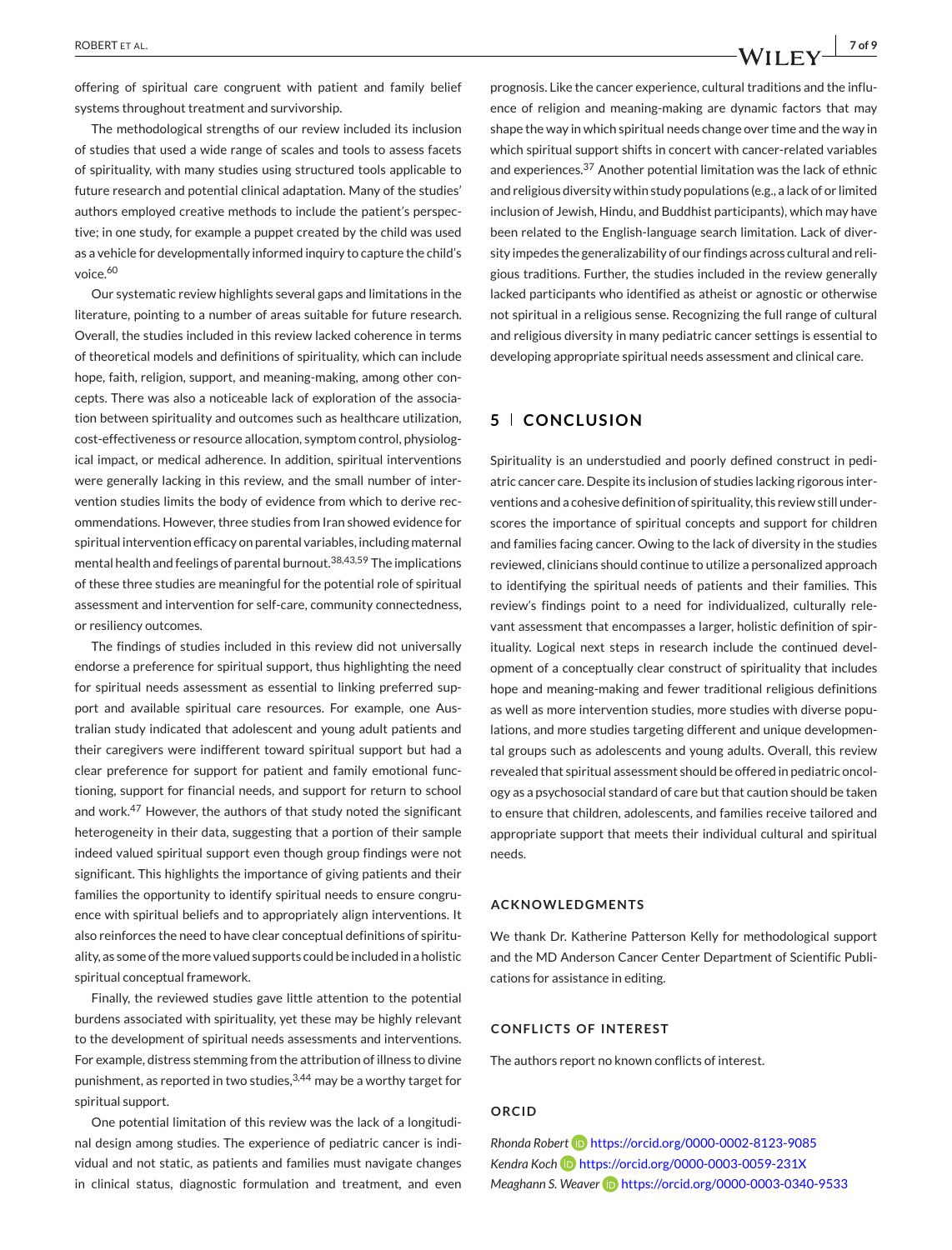offering of spiritual care congruent with patient and family belief systems throughout treatment and survivorship.

The methodological strengths of our review included its inclusion of studies that used a wide range of scales and tools to assess facets of spirituality, with many studies using structured tools applicable to future research and potential clinical adaptation. Many of the studies' authors employed creative methods to include the patient's perspective; in one study, for example a puppet created by the child was used as a vehicle for developmentally informed inquiry to capture the child's voice.[60]

Our systematic review highlights several gaps and limitations in the literature, pointing to a number of areas suitable for future research. Overall, the studies included in this review lacked coherence in terms of theoretical models and definitions of spirituality, which can include hope, faith, religion, support, and meaning-making, among other concepts. There was also a noticeable lack of exploration of the association between spirituality and outcomes such as healthcare utilization, cost-effectiveness or resource allocation, symptom control, physiological impact, or medical adherence. In addition, spiritual interventions were generally lacking in this review, and the small number of intervention studies limits the body of evidence from which to derive recommendations. However, three studies from Iran showed evidence for spiritual intervention efficacy on parental variables, including maternal mental health and feelings of parental burnout.[38,43,59] The implications of these three studies are meaningful for the potential role of spiritual assessment and intervention for self-care, community connectedness, or resiliency outcomes.

The findings of studies included in this review did not universally endorse a preference for spiritual support, thus highlighting the need for spiritual needs assessment as essential to linking preferred support and available spiritual care resources. For example, one Australian study indicated that adolescent and young adult patients and their caregivers were indifferent toward spiritual support but had a clear preference for support for patient and family emotional functioning, support for financial needs, and support for return to school and work.[47] However, the authors of that study noted the significant heterogeneity in their data, suggesting that a portion of their sample indeed valued spiritual support even though group findings were not significant. This highlights the importance of giving patients and their families the opportunity to identify spiritual needs to ensure congruence with spiritual beliefs and to appropriately align interventions. It also reinforces the need to have clear conceptual definitions of spirituality, as some of the more valued supports could be included in a holistic spiritual conceptual framework.

Finally, the reviewed studies gave little attention to the potential burdens associated with spirituality, yet these may be highly relevant to the development of spiritual needs assessments and interventions. For example, distress stemming from the attribution of illness to divine punishment, as reported in two studies,[3,44] may be a worthy target for spiritual support.

One potential limitation of this review was the lack of a longitudinal design among studies. The experience of pediatric cancer is individual and not static, as patients and families must navigate changes in clinical status, diagnostic formulation and treatment, and even prognosis. Like the cancer experience, cultural traditions and the influence of religion and meaning-making are dynamic factors that may shape the way in which spiritual needs change over time and the way in which spiritual support shifts in concert with cancer-related variables and experiences.[37] Another potential limitation was the lack of ethnic and religious diversity within study populations (e.g., a lack of or limited inclusion of Jewish, Hindu, and Buddhist participants), which may have been related to the English-language search limitation. Lack of diversity impedes the generalizability of our findings across cultural and religious traditions. Further, the studies included in the review generally lacked participants who identified as atheist or agnostic or otherwise not spiritual in a religious sense. Recognizing the full range of cultural and religious diversity in many pediatric cancer settings is essential to developing appropriate spiritual needs assessment and clinical care.

## 5 | CONCLUSION

Spirituality is an understudied and poorly defined construct in pediatric cancer care. Despite its inclusion of studies lacking rigorous interventions and a cohesive definition of spirituality, this review still underscores the importance of spiritual concepts and support for children and families facing cancer. Owing to the lack of diversity in the studies reviewed, clinicians should continue to utilize a personalized approach to identifying the spiritual needs of patients and their families. This review's findings point to a need for individualized, culturally relevant assessment that encompasses a larger, holistic definition of spirituality. Logical next steps in research include the continued development of a conceptually clear construct of spirituality that includes hope and meaning-making and fewer traditional religious definitions as well as more intervention studies, more studies with diverse populations, and more studies targeting different and unique developmental groups such as adolescents and young adults. Overall, this review revealed that spiritual assessment should be offered in pediatric oncology as a psychosocial standard of care but that caution should be taken to ensure that children, adolescents, and families receive tailored and appropriate support that meets their individual cultural and spiritual needs.

### ACKNOWLEDGMENTS

We thank Dr. Katherine Patterson Kelly for methodological support and the MD Anderson Cancer Center Department of Scientific Publications for assistance in editing.

### CONFLICTS OF INTEREST

The authors report no known conflicts of interest.

### ORCID

*Rhonda Robert* https://orcid.org/0000-0002-8123-9085
*Kendra Koch* https://orcid.org/0000-0003-0059-231X
*Meaghann S. Weaver* https://orcid.org/0000-0003-0340-9533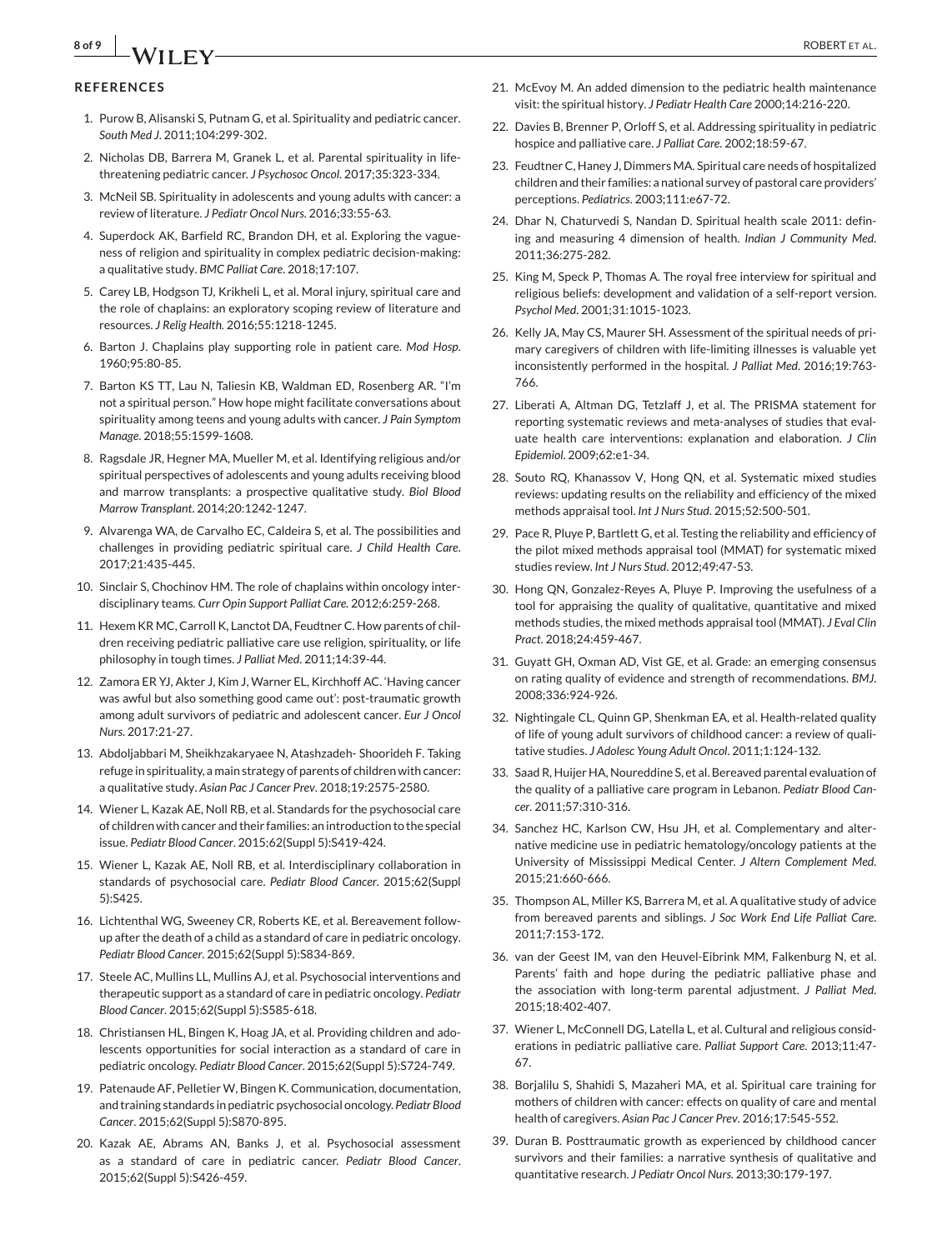## REFERENCES

1. Purow B, Alisanski S, Putnam G, et al. Spirituality and pediatric cancer. *South Med J*. 2011;104:299-302.
2. Nicholas DB, Barrera M, Granek L, et al. Parental spirituality in life-threatening pediatric cancer. *J Psychosoc Oncol*. 2017;35:323-334.
3. McNeil SB. Spirituality in adolescents and young adults with cancer: a review of literature. *J Pediatr Oncol Nurs*. 2016;33:55-63.
4. Superdock AK, Barfield RC, Brandon DH, et al. Exploring the vagueness of religion and spirituality in complex pediatric decision-making: a qualitative study. *BMC Palliat Care*. 2018;17:107.
5. Carey LB, Hodgson TJ, Krikheli L, et al. Moral injury, spiritual care and the role of chaplains: an exploratory scoping review of literature and resources. *J Relig Health*. 2016;55:1218-1245.
6. Barton J. Chaplains play supporting role in patient care. *Mod Hosp*. 1960;95:80-85.
7. Barton KS TT, Lau N, Taliesin KB, Waldman ED, Rosenberg AR. "I'm not a spiritual person." How hope might facilitate conversations about spirituality among teens and young adults with cancer. *J Pain Symptom Manage*. 2018;55:1599-1608.
8. Ragsdale JR, Hegner MA, Mueller M, et al. Identifying religious and/or spiritual perspectives of adolescents and young adults receiving blood and marrow transplants: a prospective qualitative study. *Biol Blood Marrow Transplant*. 2014;20:1242-1247.
9. Alvarenga WA, de Carvalho EC, Caldeira S, et al. The possibilities and challenges in providing pediatric spiritual care. *J Child Health Care*. 2017;21:435-445.
10. Sinclair S, Chochinov HM. The role of chaplains within oncology interdisciplinary teams. *Curr Opin Support Palliat Care*. 2012;6:259-268.
11. Hexem KR MC, Carroll K, Lanctot DA, Feudtner C. How parents of children receiving pediatric palliative care use religion, spirituality, or life philosophy in tough times. *J Palliat Med*. 2011;14:39-44.
12. Zamora ER YJ, Akter J, Kim J, Warner EL, Kirchhoff AC. 'Having cancer was awful but also something good came out': post-traumatic growth among adult survivors of pediatric and adolescent cancer. *Eur J Oncol Nurs*. 2017:21-27.
13. Abdoljabbari M, Sheikhzakaryaee N, Atashzadeh- Shoorideh F. Taking refuge in spirituality, a main strategy of parents of children with cancer: a qualitative study. *Asian Pac J Cancer Prev*. 2018;19:2575-2580.
14. Wiener L, Kazak AE, Noll RB, et al. Standards for the psychosocial care of children with cancer and their families: an introduction to the special issue. *Pediatr Blood Cancer*. 2015;62(Suppl 5):S419-424.
15. Wiener L, Kazak AE, Noll RB, et al. Interdisciplinary collaboration in standards of psychosocial care. *Pediatr Blood Cancer*. 2015;62(Suppl 5):S425.
16. Lichtenthal WG, Sweeney CR, Roberts KE, et al. Bereavement follow-up after the death of a child as a standard of care in pediatric oncology. *Pediatr Blood Cancer*. 2015;62(Suppl 5):S834-869.
17. Steele AC, Mullins LL, Mullins AJ, et al. Psychosocial interventions and therapeutic support as a standard of care in pediatric oncology. *Pediatr Blood Cancer*. 2015;62(Suppl 5):S585-618.
18. Christiansen HL, Bingen K, Hoag JA, et al. Providing children and adolescents opportunities for social interaction as a standard of care in pediatric oncology. *Pediatr Blood Cancer*. 2015;62(Suppl 5):S724-749.
19. Patenaude AF, Pelletier W, Bingen K. Communication, documentation, and training standards in pediatric psychosocial oncology. *Pediatr Blood Cancer*. 2015;62(Suppl 5):S870-895.
20. Kazak AE, Abrams AN, Banks J, et al. Psychosocial assessment as a standard of care in pediatric cancer. *Pediatr Blood Cancer*. 2015;62(Suppl 5):S426-459.
21. McEvoy M. An added dimension to the pediatric health maintenance visit: the spiritual history. *J Pediatr Health Care* 2000;14:216-220.
22. Davies B, Brenner P, Orloff S, et al. Addressing spirituality in pediatric hospice and palliative care. *J Palliat Care*. 2002;18:59-67.
23. Feudtner C, Haney J, Dimmers MA. Spiritual care needs of hospitalized children and their families: a national survey of pastoral care providers' perceptions. *Pediatrics*. 2003;111:e67-72.
24. Dhar N, Chaturvedi S, Nandan D. Spiritual health scale 2011: defining and measuring 4 dimension of health. *Indian J Community Med*. 2011;36:275-282.
25. King M, Speck P, Thomas A. The royal free interview for spiritual and religious beliefs: development and validation of a self-report version. *Psychol Med*. 2001;31:1015-1023.
26. Kelly JA, May CS, Maurer SH. Assessment of the spiritual needs of primary caregivers of children with life-limiting illnesses is valuable yet inconsistently performed in the hospital. *J Palliat Med*. 2016;19:763-766.
27. Liberati A, Altman DG, Tetzlaff J, et al. The PRISMA statement for reporting systematic reviews and meta-analyses of studies that evaluate health care interventions: explanation and elaboration. *J Clin Epidemiol*. 2009;62:e1-34.
28. Souto RQ, Khanassov V, Hong QN, et al. Systematic mixed studies reviews: updating results on the reliability and efficiency of the mixed methods appraisal tool. *Int J Nurs Stud*. 2015;52:500-501.
29. Pace R, Pluye P, Bartlett G, et al. Testing the reliability and efficiency of the pilot mixed methods appraisal tool (MMAT) for systematic mixed studies review. *Int J Nurs Stud*. 2012;49:47-53.
30. Hong QN, Gonzalez-Reyes A, Pluye P. Improving the usefulness of a tool for appraising the quality of qualitative, quantitative and mixed methods studies, the mixed methods appraisal tool (MMAT). *J Eval Clin Pract*. 2018;24:459-467.
31. Guyatt GH, Oxman AD, Vist GE, et al. Grade: an emerging consensus on rating quality of evidence and strength of recommendations. *BMJ*. 2008;336:924-926.
32. Nightingale CL, Quinn GP, Shenkman EA, et al. Health-related quality of life of young adult survivors of childhood cancer: a review of qualitative studies. *J Adolesc Young Adult Oncol*. 2011;1:124-132.
33. Saad R, Huijer HA, Noureddine S, et al. Bereaved parental evaluation of the quality of a palliative care program in Lebanon. *Pediatr Blood Cancer*. 2011;57:310-316.
34. Sanchez HC, Karlson CW, Hsu JH, et al. Complementary and alternative medicine use in pediatric hematology/oncology patients at the University of Mississippi Medical Center. *J Altern Complement Med*. 2015;21:660-666.
35. Thompson AL, Miller KS, Barrera M, et al. A qualitative study of advice from bereaved parents and siblings. *J Soc Work End Life Palliat Care*. 2011;7:153-172.
36. van der Geest IM, van den Heuvel-Eibrink MM, Falkenburg N, et al. Parents' faith and hope during the pediatric palliative phase and the association with long-term parental adjustment. *J Palliat Med*. 2015;18:402-407.
37. Wiener L, McConnell DG, Latella L, et al. Cultural and religious considerations in pediatric palliative care. *Palliat Support Care*. 2013;11:47-67.
38. Borjalilu S, Shahidi S, Mazaheri MA, et al. Spiritual care training for mothers of children with cancer: effects on quality of care and mental health of caregivers. *Asian Pac J Cancer Prev*. 2016;17:545-552.
39. Duran B. Posttraumatic growth as experienced by childhood cancer survivors and their families: a narrative synthesis of qualitative and quantitative research. *J Pediatr Oncol Nurs*. 2013;30:179-197.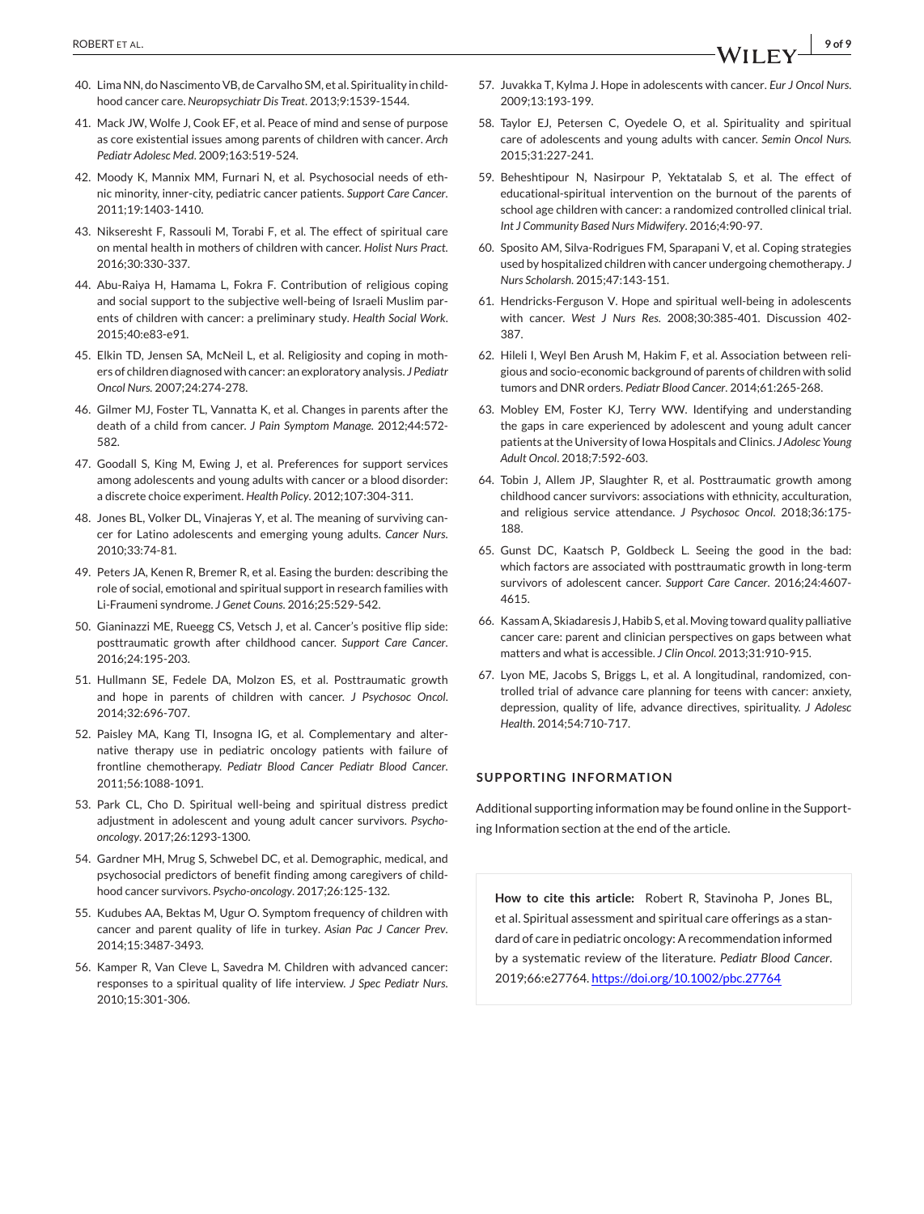40. Lima NN, do Nascimento VB, de Carvalho SM, et al. Spirituality in childhood cancer care. *Neuropsychiatr Dis Treat*. 2013;9:1539-1544.

41. Mack JW, Wolfe J, Cook EF, et al. Peace of mind and sense of purpose as core existential issues among parents of children with cancer. *Arch Pediatr Adolesc Med*. 2009;163:519-524.

42. Moody K, Mannix MM, Furnari N, et al. Psychosocial needs of ethnic minority, inner-city, pediatric cancer patients. *Support Care Cancer*. 2011;19:1403-1410.

43. Nikseresht F, Rassouli M, Torabi F, et al. The effect of spiritual care on mental health in mothers of children with cancer. *Holist Nurs Pract*. 2016;30:330-337.

44. Abu-Raiya H, Hamama L, Fokra F. Contribution of religious coping and social support to the subjective well-being of Israeli Muslim parents of children with cancer: a preliminary study. *Health Social Work*. 2015;40:e83-e91.

45. Elkin TD, Jensen SA, McNeil L, et al. Religiosity and coping in mothers of children diagnosed with cancer: an exploratory analysis. *J Pediatr Oncol Nurs*. 2007;24:274-278.

46. Gilmer MJ, Foster TL, Vannatta K, et al. Changes in parents after the death of a child from cancer. *J Pain Symptom Manage*. 2012;44:572-582.

47. Goodall S, King M, Ewing J, et al. Preferences for support services among adolescents and young adults with cancer or a blood disorder: a discrete choice experiment. *Health Policy*. 2012;107:304-311.

48. Jones BL, Volker DL, Vinajeras Y, et al. The meaning of surviving cancer for Latino adolescents and emerging young adults. *Cancer Nurs*. 2010;33:74-81.

49. Peters JA, Kenen R, Bremer R, et al. Easing the burden: describing the role of social, emotional and spiritual support in research families with Li-Fraumeni syndrome. *J Genet Couns*. 2016;25:529-542.

50. Gianinazzi ME, Rueegg CS, Vetsch J, et al. Cancer's positive flip side: posttraumatic growth after childhood cancer. *Support Care Cancer*. 2016;24:195-203.

51. Hullmann SE, Fedele DA, Molzon ES, et al. Posttraumatic growth and hope in parents of children with cancer. *J Psychosoc Oncol*. 2014;32:696-707.

52. Paisley MA, Kang TI, Insogna IG, et al. Complementary and alternative therapy use in pediatric oncology patients with failure of frontline chemotherapy. *Pediatr Blood Cancer Pediatr Blood Cancer*. 2011;56:1088-1091.

53. Park CL, Cho D. Spiritual well-being and spiritual distress predict adjustment in adolescent and young adult cancer survivors. *Psycho-oncology*. 2017;26:1293-1300.

54. Gardner MH, Mrug S, Schwebel DC, et al. Demographic, medical, and psychosocial predictors of benefit finding among caregivers of childhood cancer survivors. *Psycho-oncology*. 2017;26:125-132.

55. Kudubes AA, Bektas M, Ugur O. Symptom frequency of children with cancer and parent quality of life in turkey. *Asian Pac J Cancer Prev*. 2014;15:3487-3493.

56. Kamper R, Van Cleve L, Savedra M. Children with advanced cancer: responses to a spiritual quality of life interview. *J Spec Pediatr Nurs*. 2010;15:301-306.

57. Juvakka T, Kylma J. Hope in adolescents with cancer. *Eur J Oncol Nurs*. 2009;13:193-199.

58. Taylor EJ, Petersen C, Oyedele O, et al. Spirituality and spiritual care of adolescents and young adults with cancer. *Semin Oncol Nurs*. 2015;31:227-241.

59. Beheshtipour N, Nasirpour P, Yektatalab S, et al. The effect of educational-spiritual intervention on the burnout of the parents of school age children with cancer: a randomized controlled clinical trial. *Int J Community Based Nurs Midwifery*. 2016;4:90-97.

60. Sposito AM, Silva-Rodrigues FM, Sparapani V, et al. Coping strategies used by hospitalized children with cancer undergoing chemotherapy. *J Nurs Scholarsh*. 2015;47:143-151.

61. Hendricks-Ferguson V. Hope and spiritual well-being in adolescents with cancer. *West J Nurs Res*. 2008;30:385-401. Discussion 402-387.

62. Hileli I, Weyl Ben Arush M, Hakim F, et al. Association between religious and socio-economic background of parents of children with solid tumors and DNR orders. *Pediatr Blood Cancer*. 2014;61:265-268.

63. Mobley EM, Foster KJ, Terry WW. Identifying and understanding the gaps in care experienced by adolescent and young adult cancer patients at the University of Iowa Hospitals and Clinics. *J Adolesc Young Adult Oncol*. 2018;7:592-603.

64. Tobin J, Allem JP, Slaughter R, et al. Posttraumatic growth among childhood cancer survivors: associations with ethnicity, acculturation, and religious service attendance. *J Psychosoc Oncol*. 2018;36:175-188.

65. Gunst DC, Kaatsch P, Goldbeck L. Seeing the good in the bad: which factors are associated with posttraumatic growth in long-term survivors of adolescent cancer. *Support Care Cancer*. 2016;24:4607-4615.

66. Kassam A, Skiadaresis J, Habib S, et al. Moving toward quality palliative cancer care: parent and clinician perspectives on gaps between what matters and what is accessible. *J Clin Oncol*. 2013;31:910-915.

67. Lyon ME, Jacobs S, Briggs L, et al. A longitudinal, randomized, controlled trial of advance care planning for teens with cancer: anxiety, depression, quality of life, advance directives, spirituality. *J Adolesc Health*. 2014;54:710-717.

## SUPPORTING INFORMATION

Additional supporting information may be found online in the Supporting Information section at the end of the article.

**How to cite this article:** Robert R, Stavinoha P, Jones BL, et al. Spiritual assessment and spiritual care offerings as a standard of care in pediatric oncology: A recommendation informed by a systematic review of the literature. *Pediatr Blood Cancer*. 2019;66:e27764. https://doi.org/10.1002/pbc.27764